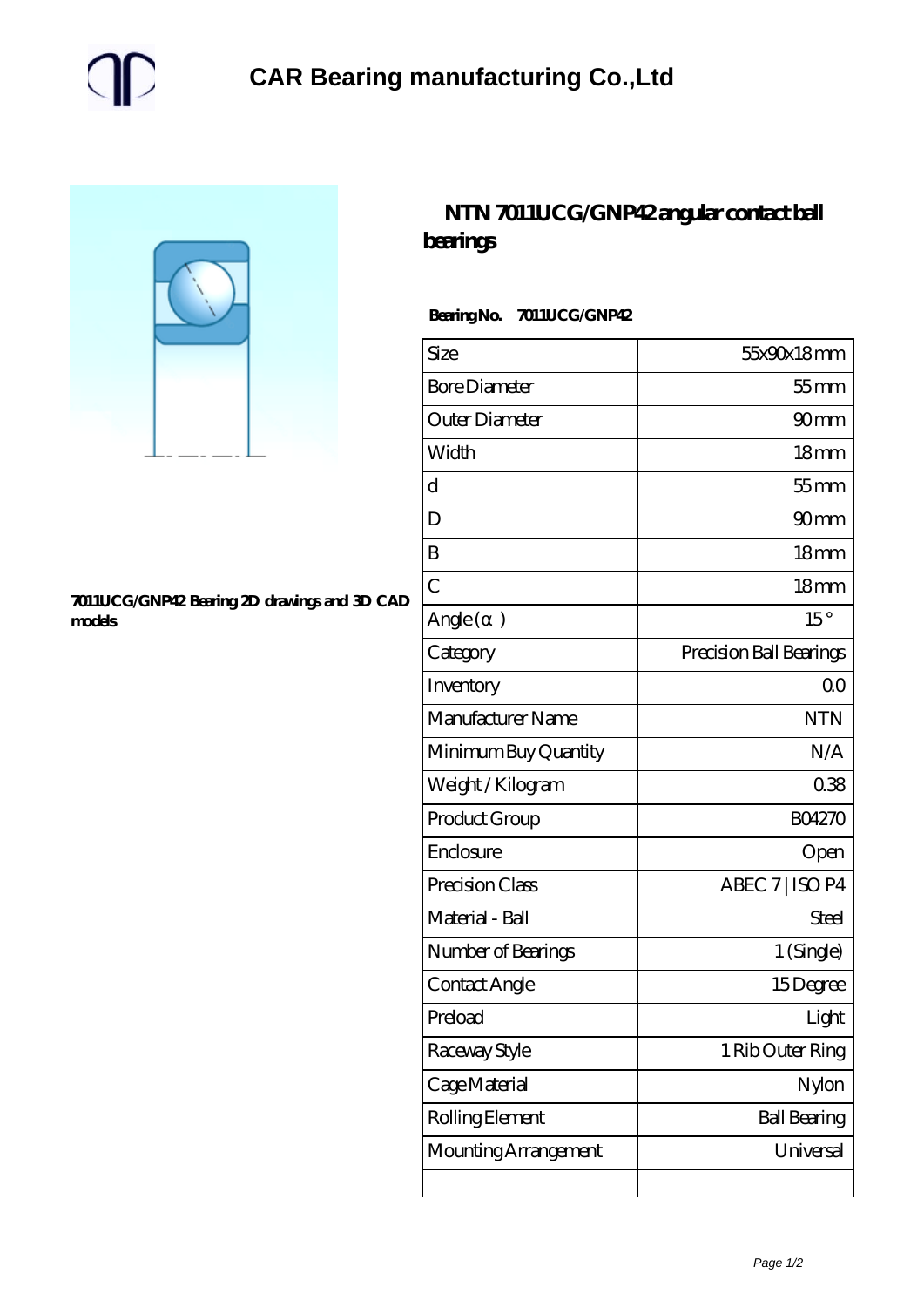# CAR Bearing manufacturing Co.,Ltd

7011UCG/GNP42 Bearing 2D drawings and 3D CAD models

## NTN 7011UCG/GNP42 angular contact ball bearings

**Bearing No. 7011UCG/GNP42**

| Size | 55x90x18 mm |
|---|---|
| Bore Diameter | 55 mm |
| Outer Diameter | 90 mm |
| Width | 18 mm |
| d | 55 mm |
| D | 90 mm |
| B | 18 mm |
| C | 18 mm |
| Angle (α) | 15° |
| Category | Precision Ball Bearings |
| Inventory | 0.0 |
| Manufacturer Name | NTN |
| Minimum Buy Quantity | N/A |
| Weight / Kilogram | 0.38 |
| Product Group | B04270 |
| Enclosure | Open |
| Precision Class | ABEC 7 \| ISO P4 |
| Material - Ball | Steel |
| Number of Bearings | 1 (Single) |
| Contact Angle | 15 Degree |
| Preload | Light |
| Raceway Style | 1 Rib Outer Ring |
| Cage Material | Nylon |
| Rolling Element | Ball Bearing |
| Mounting Arrangement | Universal |
| | |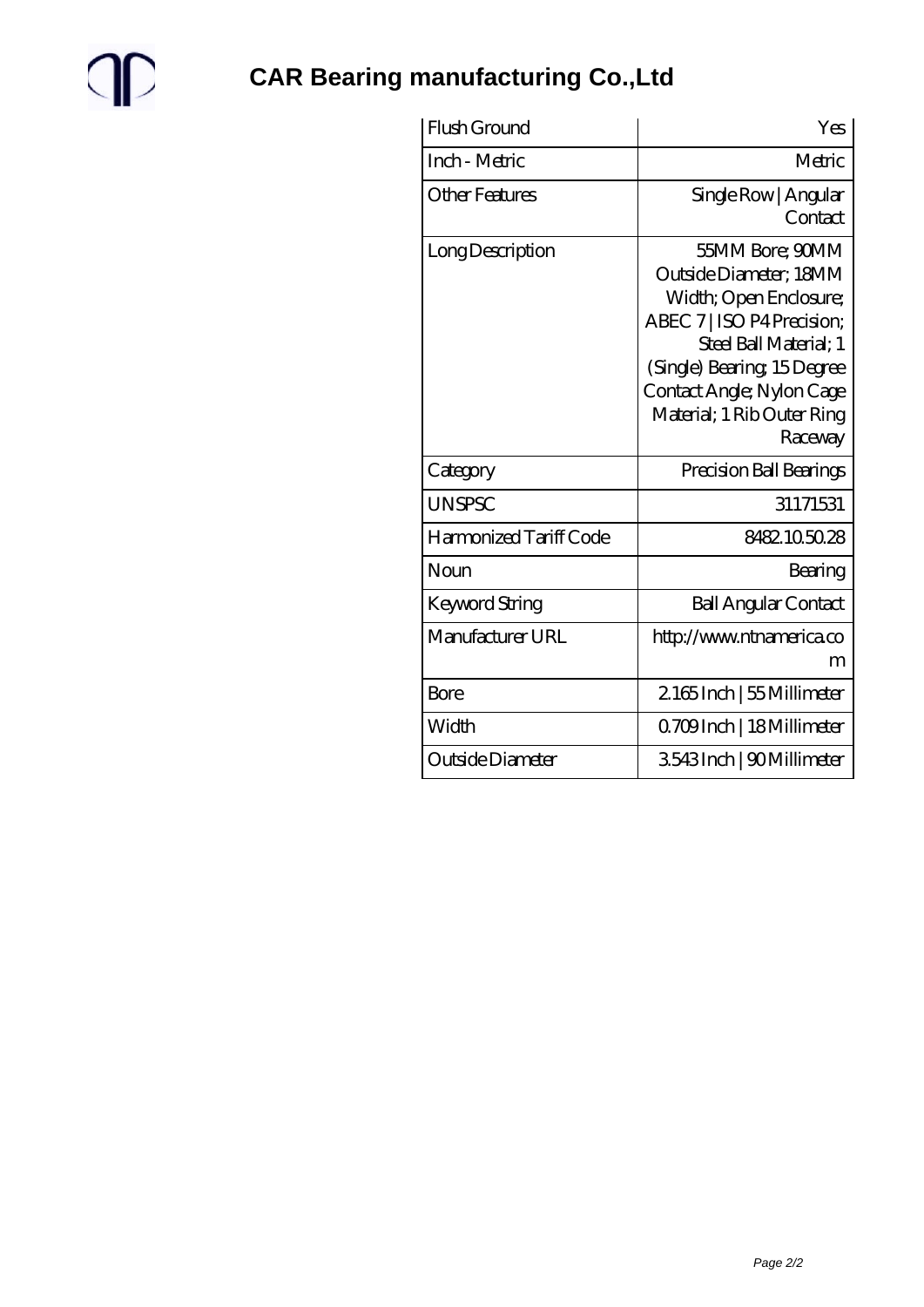# CAR Bearing manufacturing Co.,Ltd

| | |
|---|---|
| Flush Ground | Yes |
| Inch - Metric | Metric |
| Other Features | Single Row \| Angular Contact |
| Long Description | 55MM Bore; 90MM Outside Diameter; 18MM Width; Open Enclosure; ABEC 7 \| ISO P4 Precision; Steel Ball Material; 1 (Single) Bearing; 15 Degree Contact Angle; Nylon Cage Material; 1 Rib Outer Ring Raceway |
| Category | Precision Ball Bearings |
| UNSPSC | 31171531 |
| Harmonized Tariff Code | 8482.10.50.28 |
| Noun | Bearing |
| Keyword String | Ball Angular Contact |
| Manufacturer URL | http://www.ntnamerica.com |
| Bore | 2.165 Inch \| 55 Millimeter |
| Width | 0.709 Inch \| 18 Millimeter |
| Outside Diameter | 3.543 Inch \| 90 Millimeter |